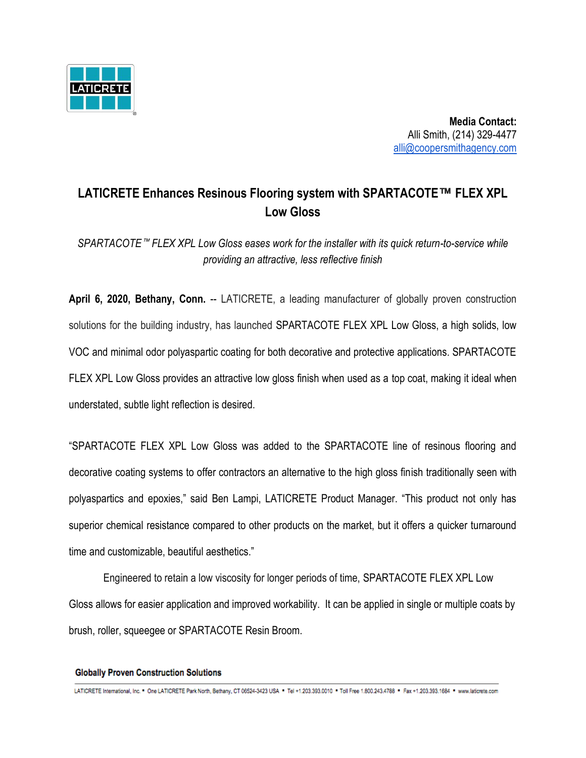**Media Contact:**
Alli Smith, (214) 329-4477
alli@coopersmithagency.com

# LATICRETE Enhances Resinous Flooring system with SPARTACOTE™ FLEX XPL Low Gloss

*SPARTACOTE™ FLEX XPL Low Gloss eases work for the installer with its quick return-to-service while providing an attractive, less reflective finish*

**April 6, 2020, Bethany, Conn.** -- LATICRETE, a leading manufacturer of globally proven construction solutions for the building industry, has launched SPARTACOTE FLEX XPL Low Gloss, a high solids, low VOC and minimal odor polyaspartic coating for both decorative and protective applications. SPARTACOTE FLEX XPL Low Gloss provides an attractive low gloss finish when used as a top coat, making it ideal when understated, subtle light reflection is desired.

"SPARTACOTE FLEX XPL Low Gloss was added to the SPARTACOTE line of resinous flooring and decorative coating systems to offer contractors an alternative to the high gloss finish traditionally seen with polyaspartics and epoxies," said Ben Lampi, LATICRETE Product Manager. "This product not only has superior chemical resistance compared to other products on the market, but it offers a quicker turnaround time and customizable, beautiful aesthetics."

Engineered to retain a low viscosity for longer periods of time, SPARTACOTE FLEX XPL Low Gloss allows for easier application and improved workability. It can be applied in single or multiple coats by brush, roller, squeegee or SPARTACOTE Resin Broom.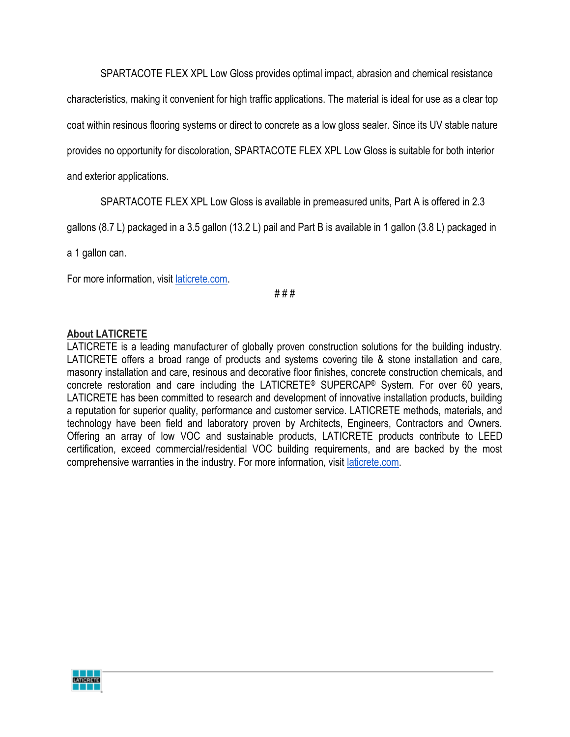SPARTACOTE FLEX XPL Low Gloss provides optimal impact, abrasion and chemical resistance characteristics, making it convenient for high traffic applications. The material is ideal for use as a clear top coat within resinous flooring systems or direct to concrete as a low gloss sealer. Since its UV stable nature provides no opportunity for discoloration, SPARTACOTE FLEX XPL Low Gloss is suitable for both interior and exterior applications.

SPARTACOTE FLEX XPL Low Gloss is available in premeasured units, Part A is offered in 2.3 gallons (8.7 L) packaged in a 3.5 gallon (13.2 L) pail and Part B is available in 1 gallon (3.8 L) packaged in a 1 gallon can.

For more information, visit laticrete.com.

###

**About LATICRETE**

LATICRETE is a leading manufacturer of globally proven construction solutions for the building industry. LATICRETE offers a broad range of products and systems covering tile & stone installation and care, masonry installation and care, resinous and decorative floor finishes, concrete construction chemicals, and concrete restoration and care including the LATICRETE® SUPERCAP® System. For over 60 years, LATICRETE has been committed to research and development of innovative installation products, building a reputation for superior quality, performance and customer service. LATICRETE methods, materials, and technology have been field and laboratory proven by Architects, Engineers, Contractors and Owners. Offering an array of low VOC and sustainable products, LATICRETE products contribute to LEED certification, exceed commercial/residential VOC building requirements, and are backed by the most comprehensive warranties in the industry. For more information, visit laticrete.com.